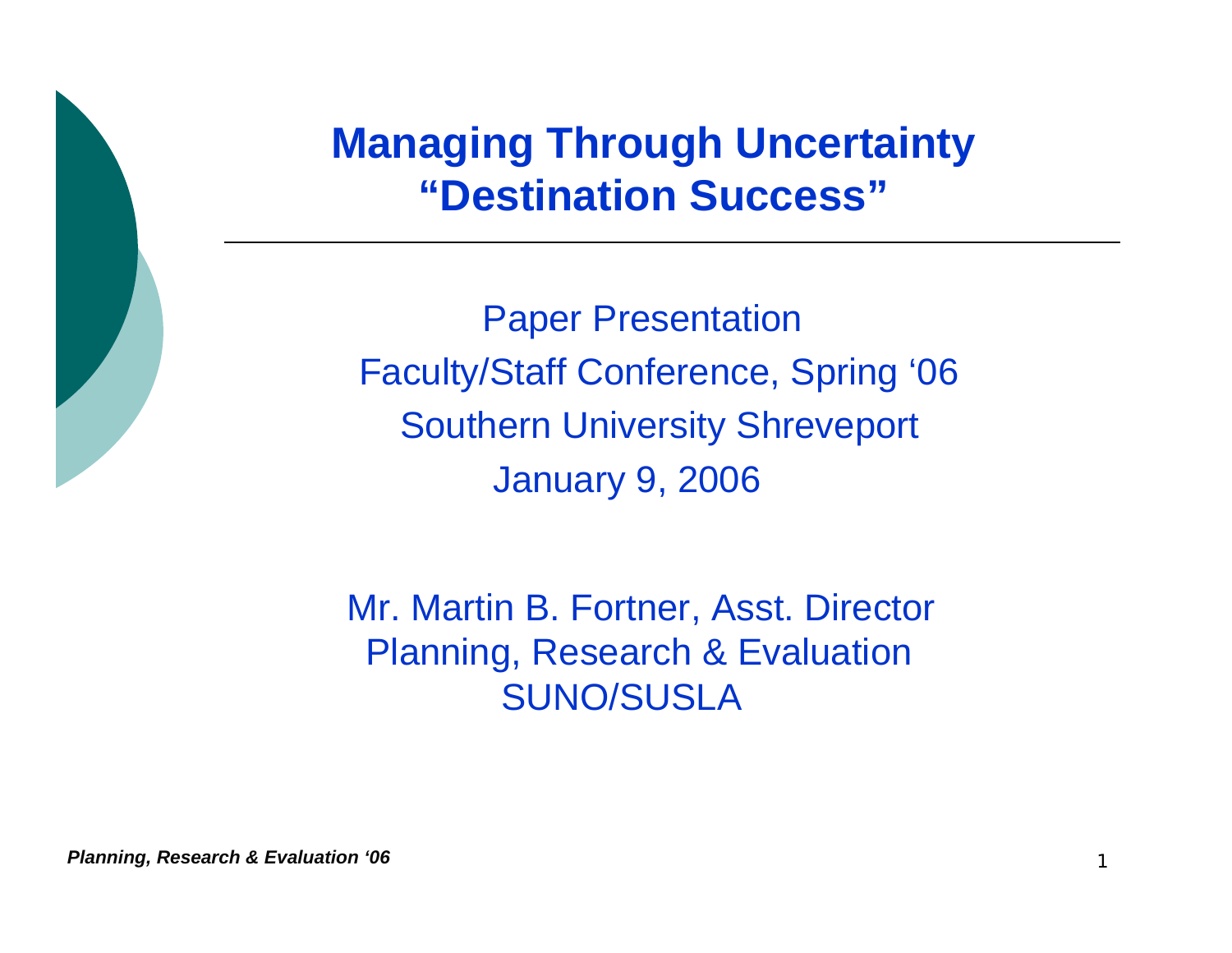# Managing Through Uncertainty
# "Destination Success"

---

Paper Presentation
Faculty/Staff Conference, Spring '06
Southern University Shreveport
January 9, 2006

Mr. Martin B. Fortner, Asst. Director
Planning, Research & Evaluation
SUNO/SUSLA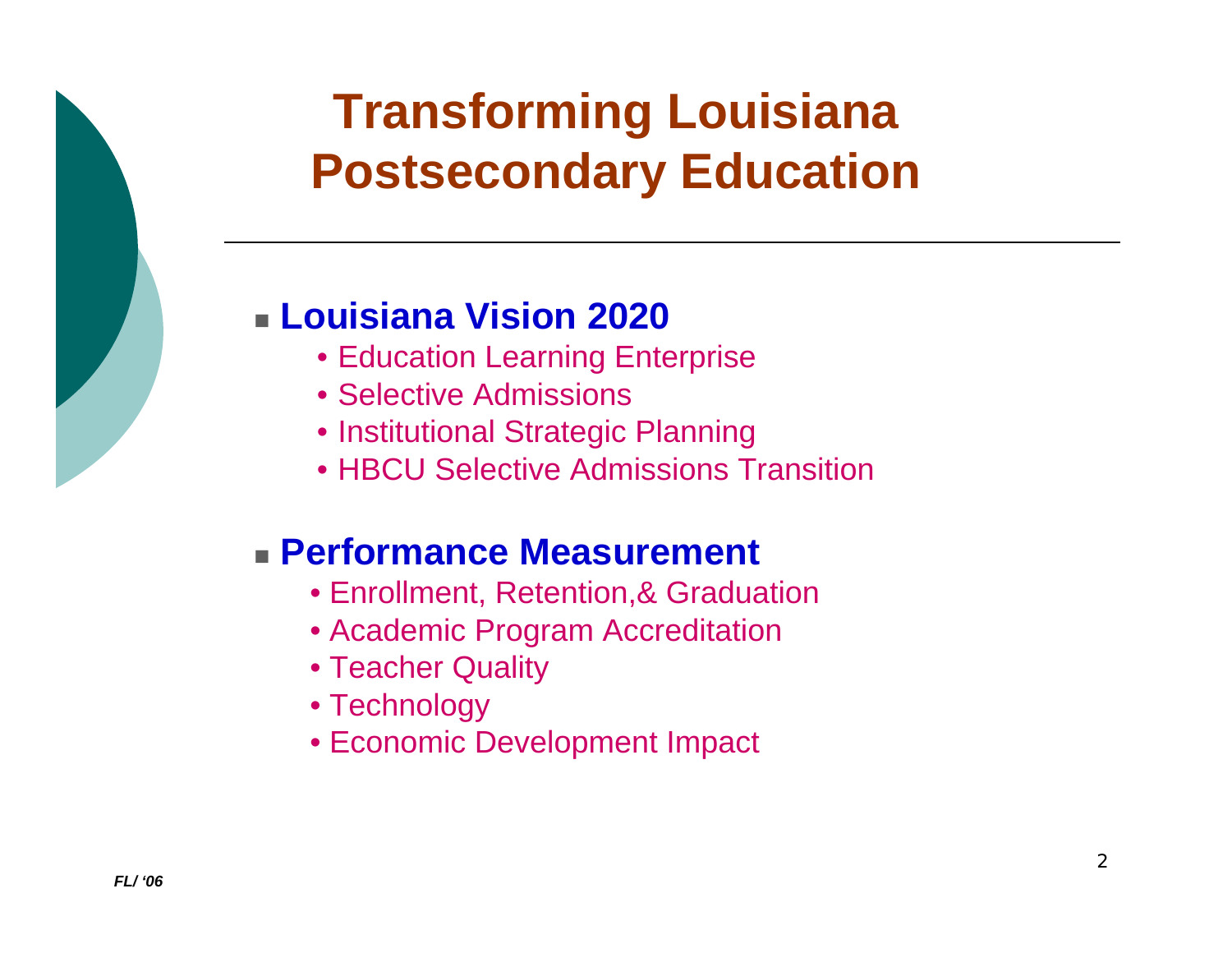# Transforming Louisiana Postsecondary Education

- **Louisiana Vision 2020**
  - Education Learning Enterprise
  - Selective Admissions
  - Institutional Strategic Planning
  - HBCU Selective Admissions Transition

- **Performance Measurement**
  - Enrollment, Retention,& Graduation
  - Academic Program Accreditation
  - Teacher Quality
  - Technology
  - Economic Development Impact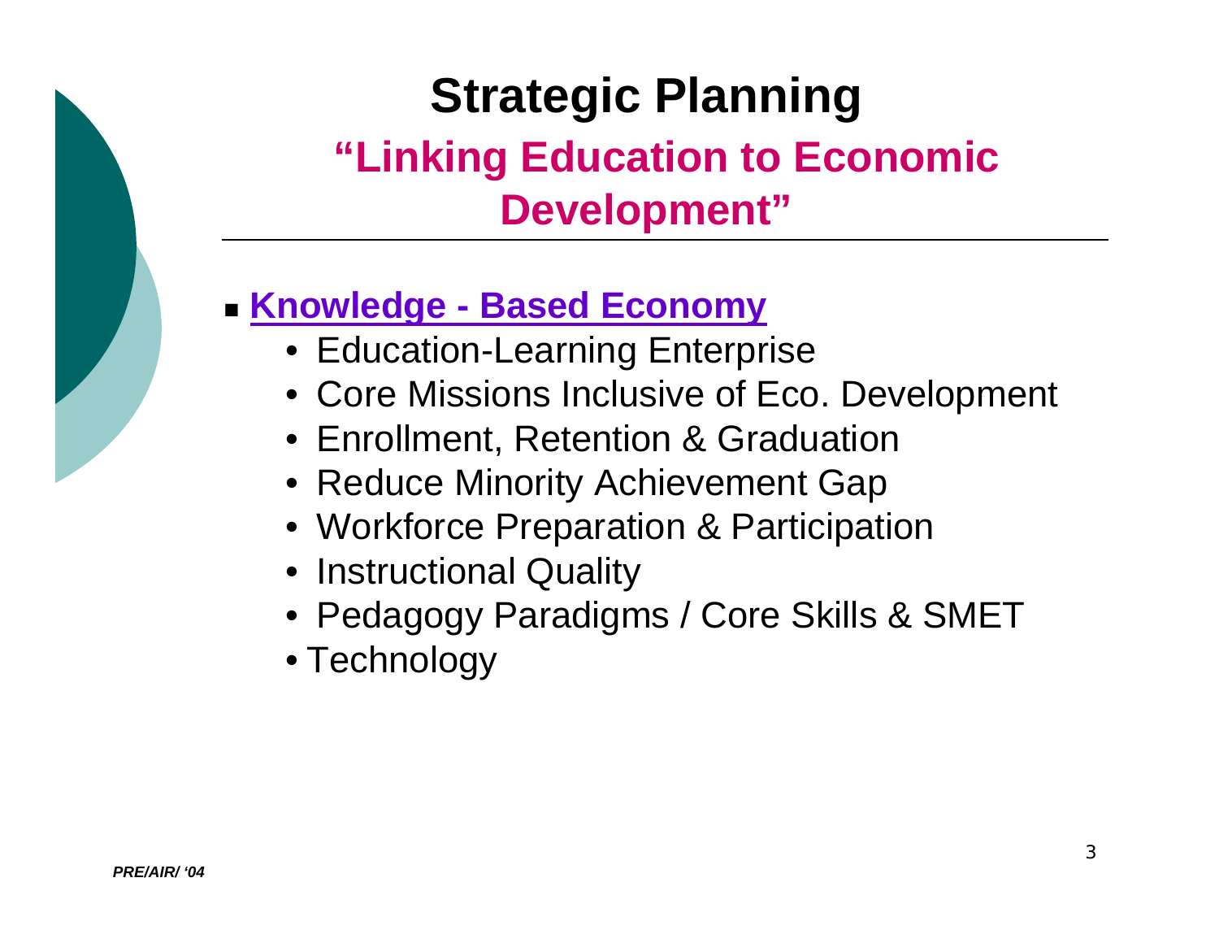# Strategic Planning

## "Linking Education to Economic Development"

- **Knowledge - Based Economy**
  - Education-Learning Enterprise
  - Core Missions Inclusive of Eco. Development
  - Enrollment, Retention & Graduation
  - Reduce Minority Achievement Gap
  - Workforce Preparation & Participation
  - Instructional Quality
  - Pedagogy Paradigms / Core Skills & SMET
  - Technology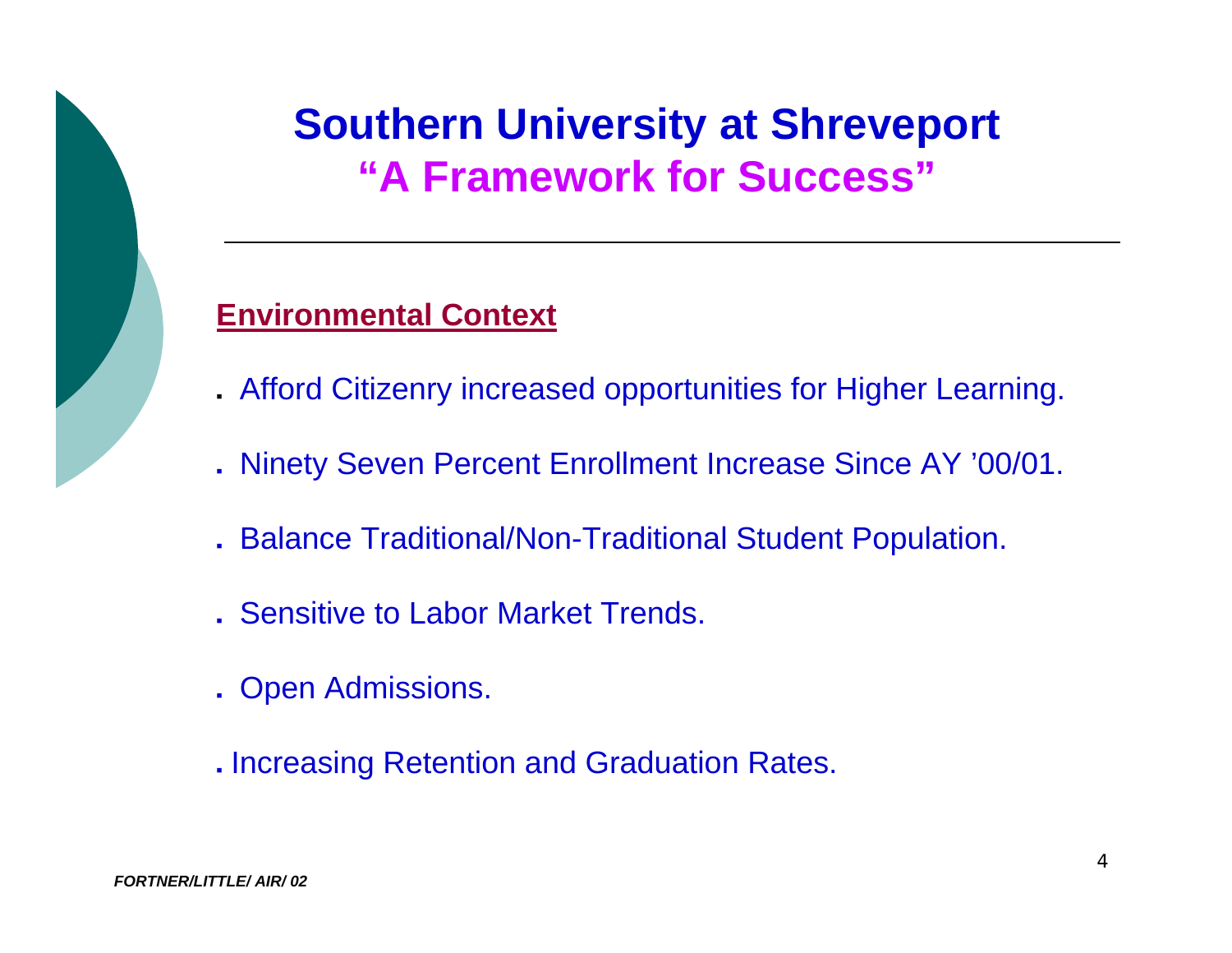# Southern University at Shreveport
## "A Framework for Success"

---

**Environmental Context**

- Afford Citizenry increased opportunities for Higher Learning.
- Ninety Seven Percent Enrollment Increase Since AY '00/01.
- Balance Traditional/Non-Traditional Student Population.
- Sensitive to Labor Market Trends.
- Open Admissions.
- Increasing Retention and Graduation Rates.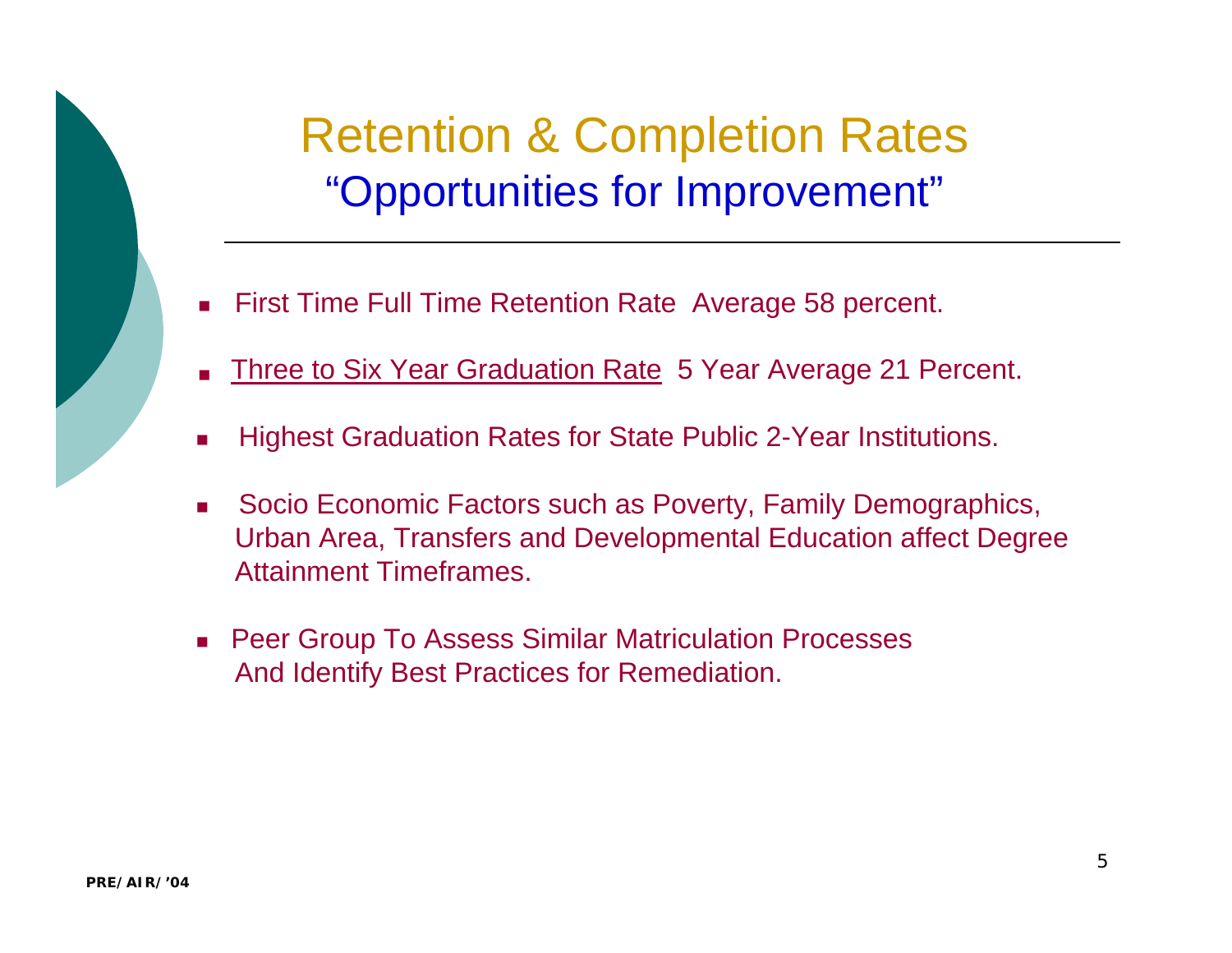# Retention & Completion Rates

## "Opportunities for Improvement"

- First Time Full Time Retention Rate Average 58 percent.
- Three to Six Year Graduation Rate 5 Year Average 21 Percent.
- Highest Graduation Rates for State Public 2-Year Institutions.
- Socio Economic Factors such as Poverty, Family Demographics, Urban Area, Transfers and Developmental Education affect Degree Attainment Timeframes.
- Peer Group To Assess Similar Matriculation Processes And Identify Best Practices for Remediation.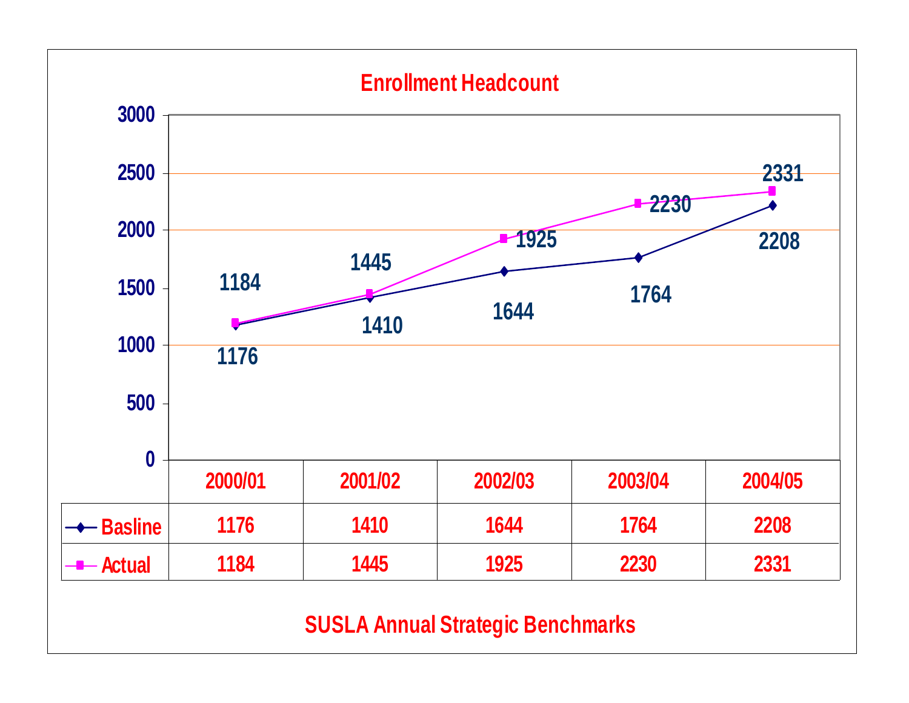## Enrollment Headcount

|  | 2000/01 | 2001/02 | 2002/03 | 2003/04 | 2004/05 |
|---|---|---|---|---|---|
| Basline | 1176 | 1410 | 1644 | 1764 | 2208 |
| Actual | 1184 | 1445 | 1925 | 2230 | 2331 |

SUSLA Annual Strategic Benchmarks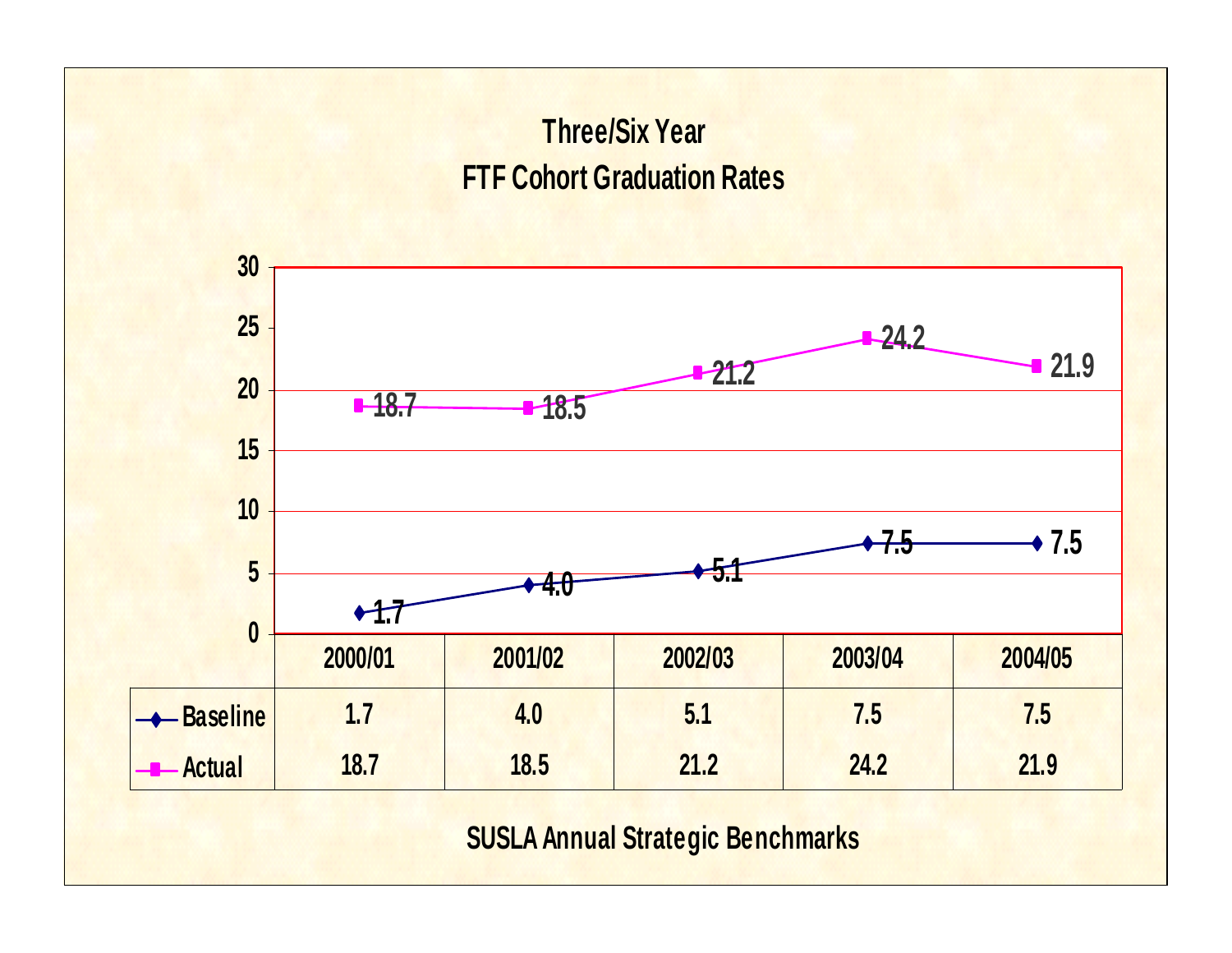# Three/Six Year
# FTF Cohort Graduation Rates

| | 2000/01 | 2001/02 | 2002/03 | 2003/04 | 2004/05 |
|---|---|---|---|---|---|
| Baseline | 1.7 | 4.0 | 5.1 | 7.5 | 7.5 |
| Actual | 18.7 | 18.5 | 21.2 | 24.2 | 21.9 |

SUSLA Annual Strategic Benchmarks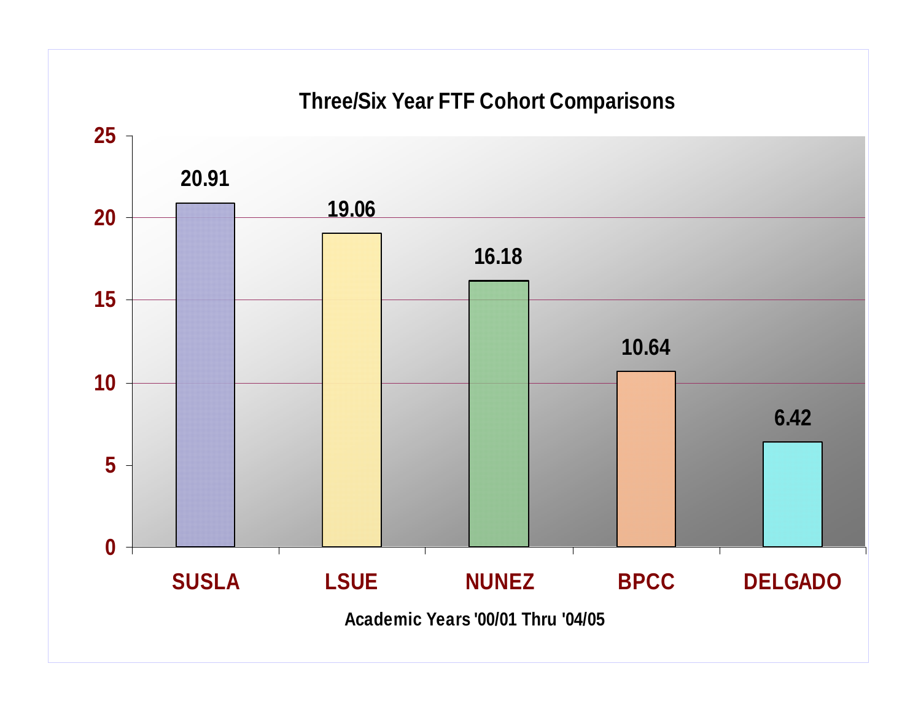## Three/Six Year FTF Cohort Comparisons

| Institution | Value |
|---|---|
| SUSLA | 20.91 |
| LSUE | 19.06 |
| NUNEZ | 16.18 |
| BPCC | 10.64 |
| DELGADO | 6.42 |

Academic Years '00/01 Thru '04/05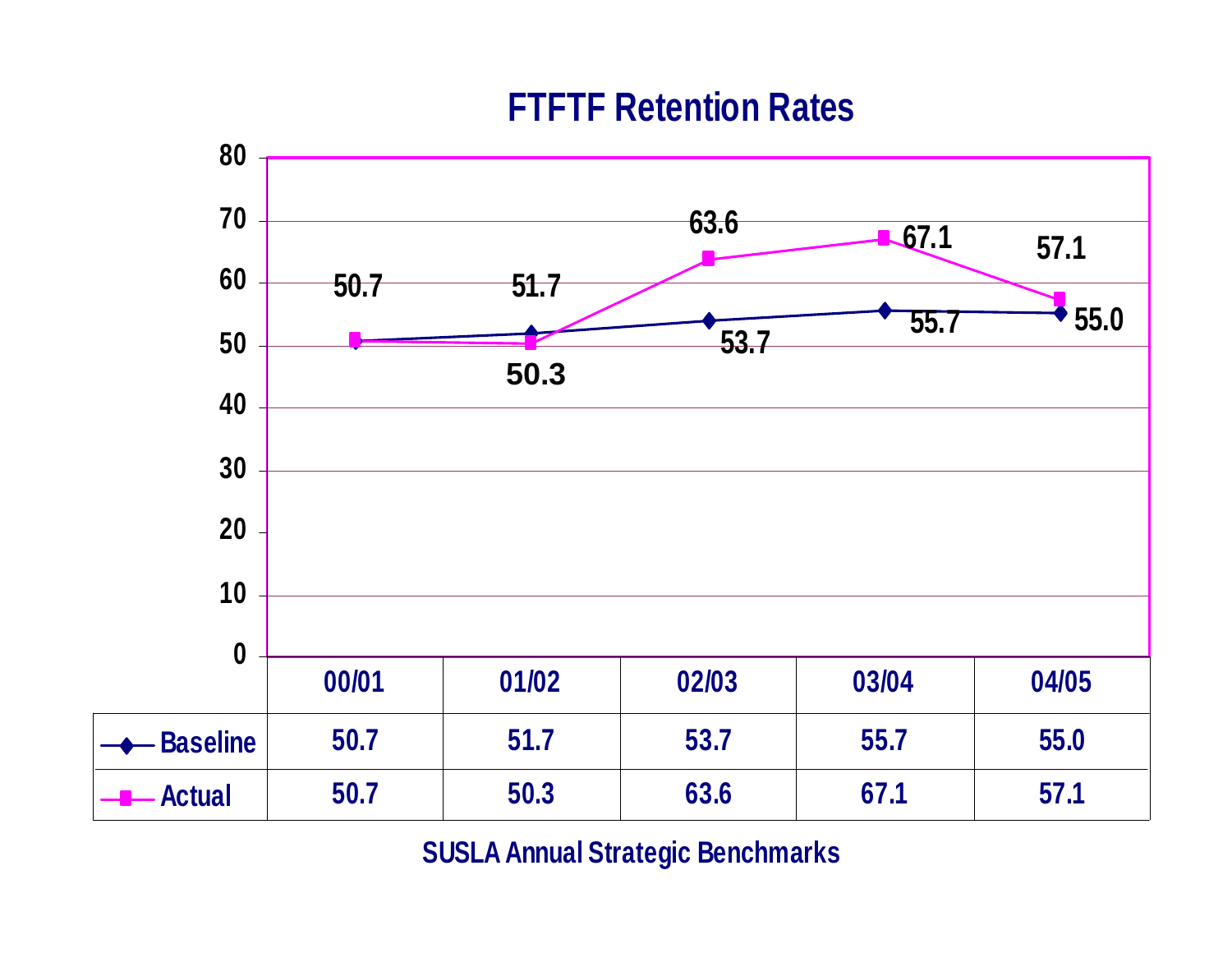# FTFTF Retention Rates

| | 00/01 | 01/02 | 02/03 | 03/04 | 04/05 |
|---|---|---|---|---|---|
| Baseline | 50.7 | 51.7 | 53.7 | 55.7 | 55.0 |
| Actual | 50.7 | 50.3 | 63.6 | 67.1 | 57.1 |

SUSLA Annual Strategic Benchmarks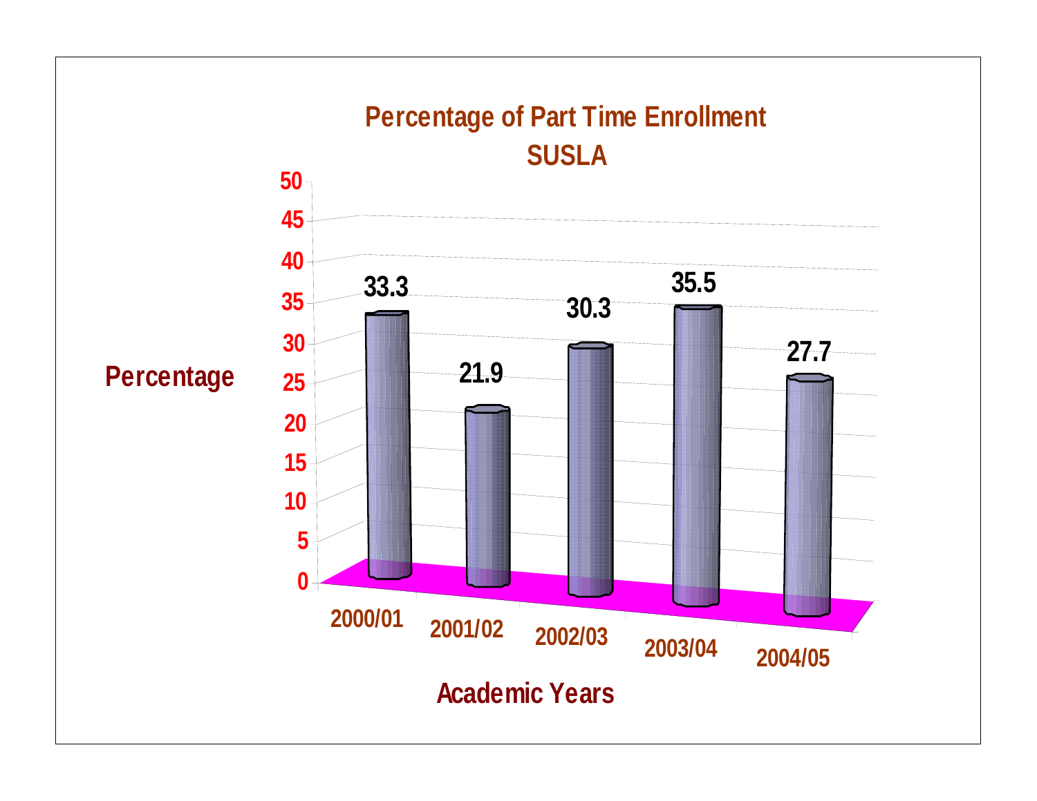## Percentage of Part Time Enrollment
## SUSLA

| Academic Years | Percentage |
|---|---|
| 2000/01 | 33.3 |
| 2001/02 | 21.9 |
| 2002/03 | 30.3 |
| 2003/04 | 35.5 |
| 2004/05 | 27.7 |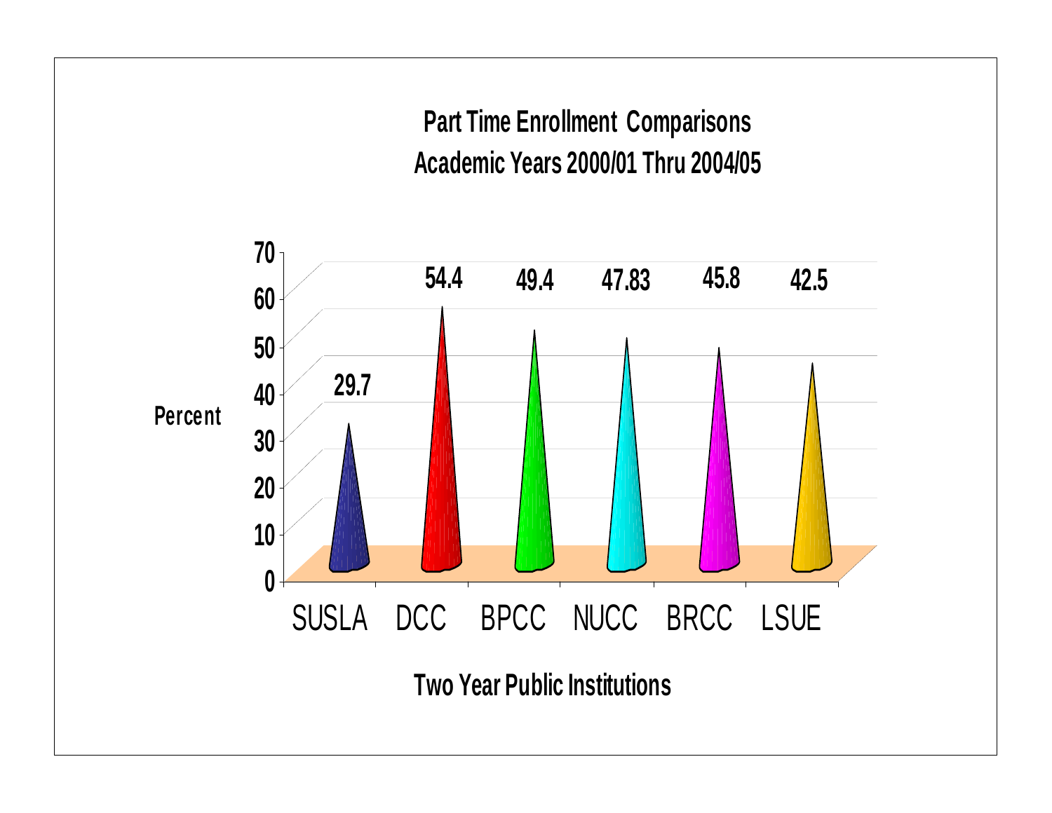## Part Time Enrollment Comparisons
## Academic Years 2000/01 Thru 2004/05

| Two Year Public Institutions | Percent |
|---|---|
| SUSLA | 29.7 |
| DCC | 54.4 |
| BPCC | 49.4 |
| NUCC | 47.83 |
| BRCC | 45.8 |
| LSUE | 42.5 |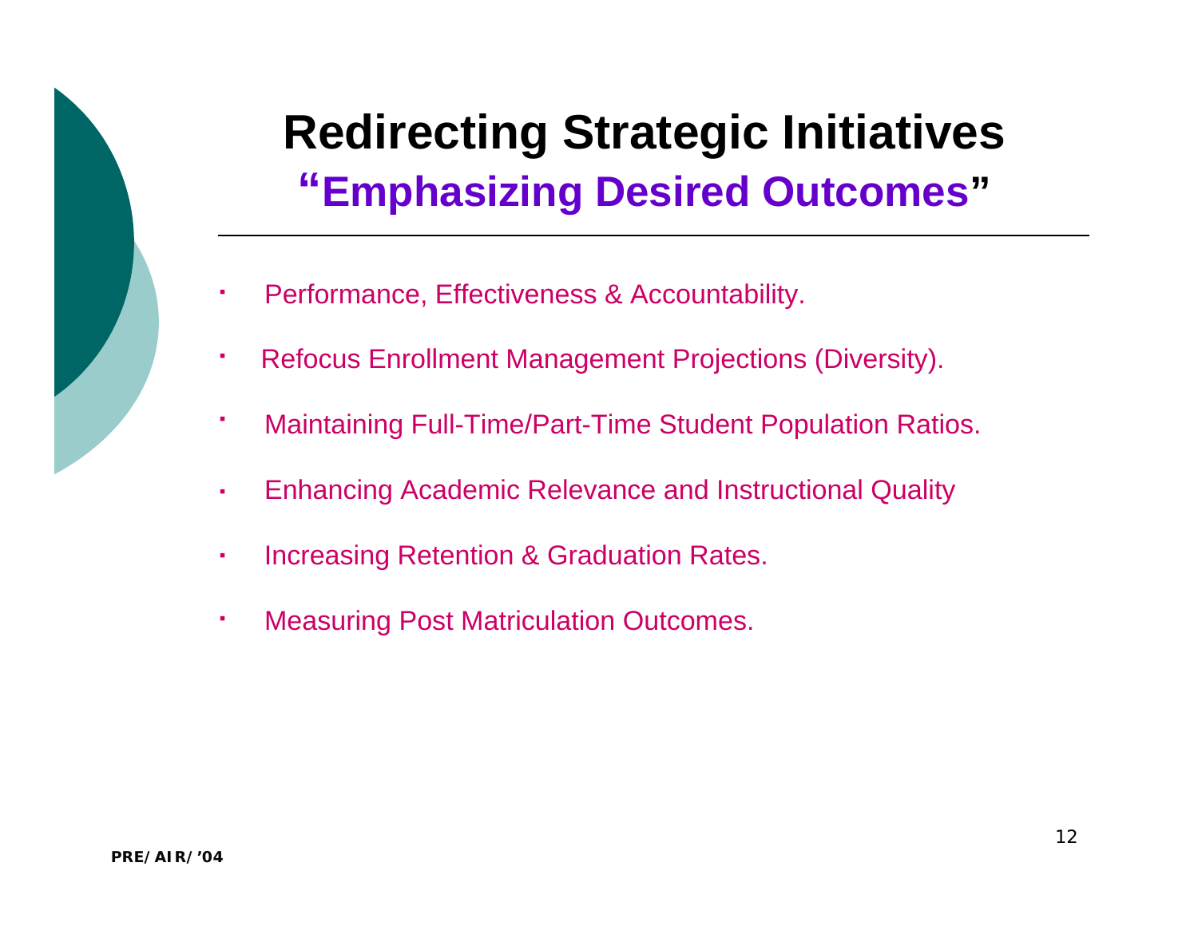# Redirecting Strategic Initiatives

## "Emphasizing Desired Outcomes"

- Performance, Effectiveness & Accountability.
- Refocus Enrollment Management Projections (Diversity).
- Maintaining Full-Time/Part-Time Student Population Ratios.
- Enhancing Academic Relevance and Instructional Quality
- Increasing Retention & Graduation Rates.
- Measuring Post Matriculation Outcomes.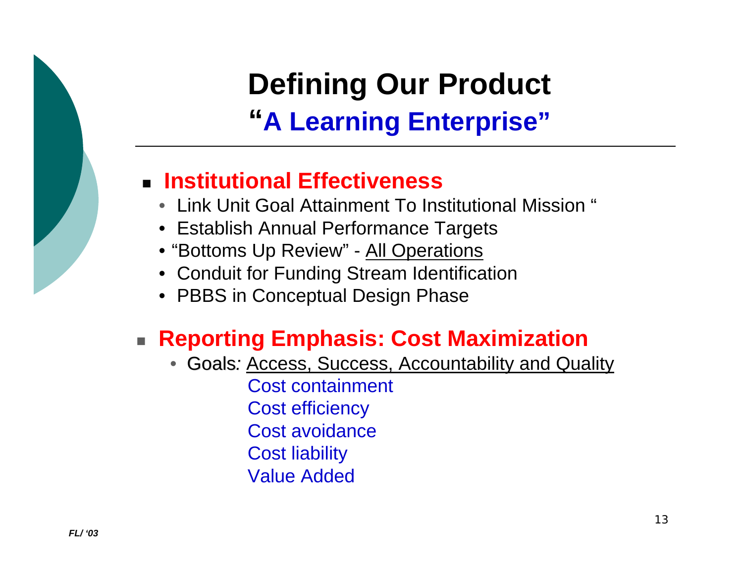# Defining Our Product

## "A Learning Enterprise"

- **Institutional Effectiveness**
  - Link Unit Goal Attainment To Institutional Mission "
  - Establish Annual Performance Targets
  - "Bottoms Up Review" - All Operations
  - Conduit for Funding Stream Identification
  - PBBS in Conceptual Design Phase

- **Reporting Emphasis: Cost Maximization**
  - Goals*:* Access, Success, Accountability and Quality

    Cost containment
    Cost efficiency
    Cost avoidance
    Cost liability
    Value Added

*FL/ '03*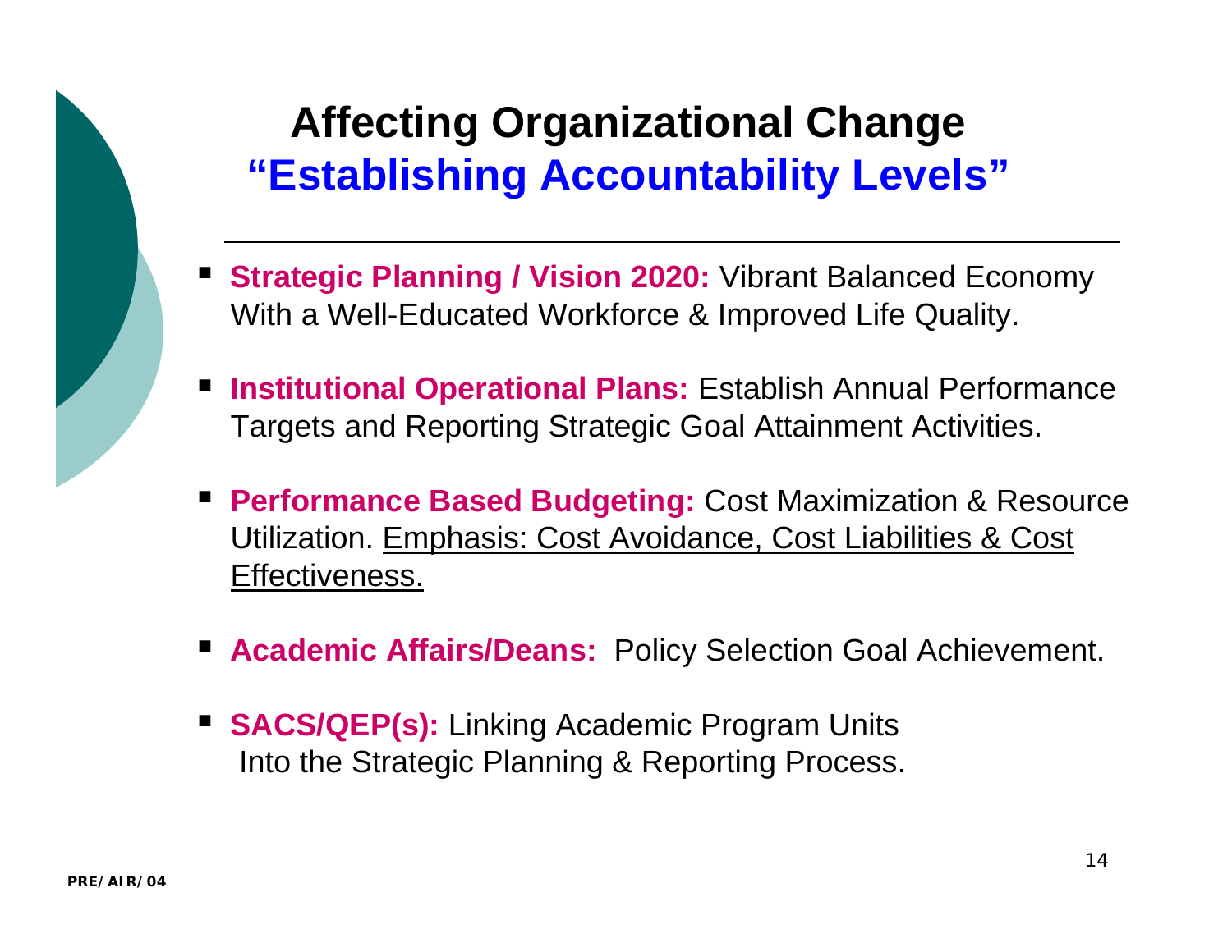# Affecting Organizational Change
## "Establishing Accountability Levels"

- **Strategic Planning / Vision 2020:** Vibrant Balanced Economy With a Well-Educated Workforce & Improved Life Quality.
- **Institutional Operational Plans:** Establish Annual Performance Targets and Reporting Strategic Goal Attainment Activities.
- **Performance Based Budgeting:** Cost Maximization & Resource Utilization. <u>Emphasis: Cost Avoidance, Cost Liabilities & Cost Effectiveness.</u>
- **Academic Affairs/Deans:** Policy Selection Goal Achievement.
- **SACS/QEP(s):** Linking Academic Program Units Into the Strategic Planning & Reporting Process.

PRE/AIR/04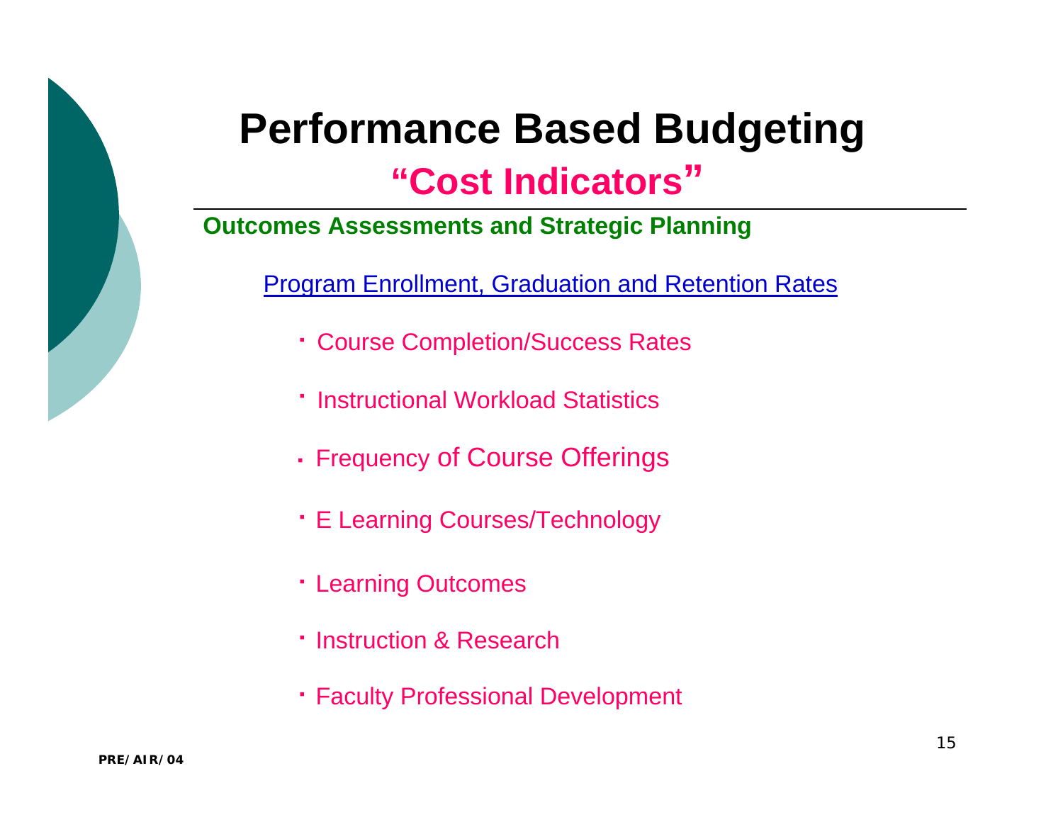# Performance Based Budgeting

## "Cost Indicators"

**Outcomes Assessments and Strategic Planning**

Program Enrollment, Graduation and Retention Rates

- Course Completion/Success Rates
- Instructional Workload Statistics
- Frequency of Course Offerings
- E Learning Courses/Technology
- Learning Outcomes
- Instruction & Research
- Faculty Professional Development

PRE/AIR/04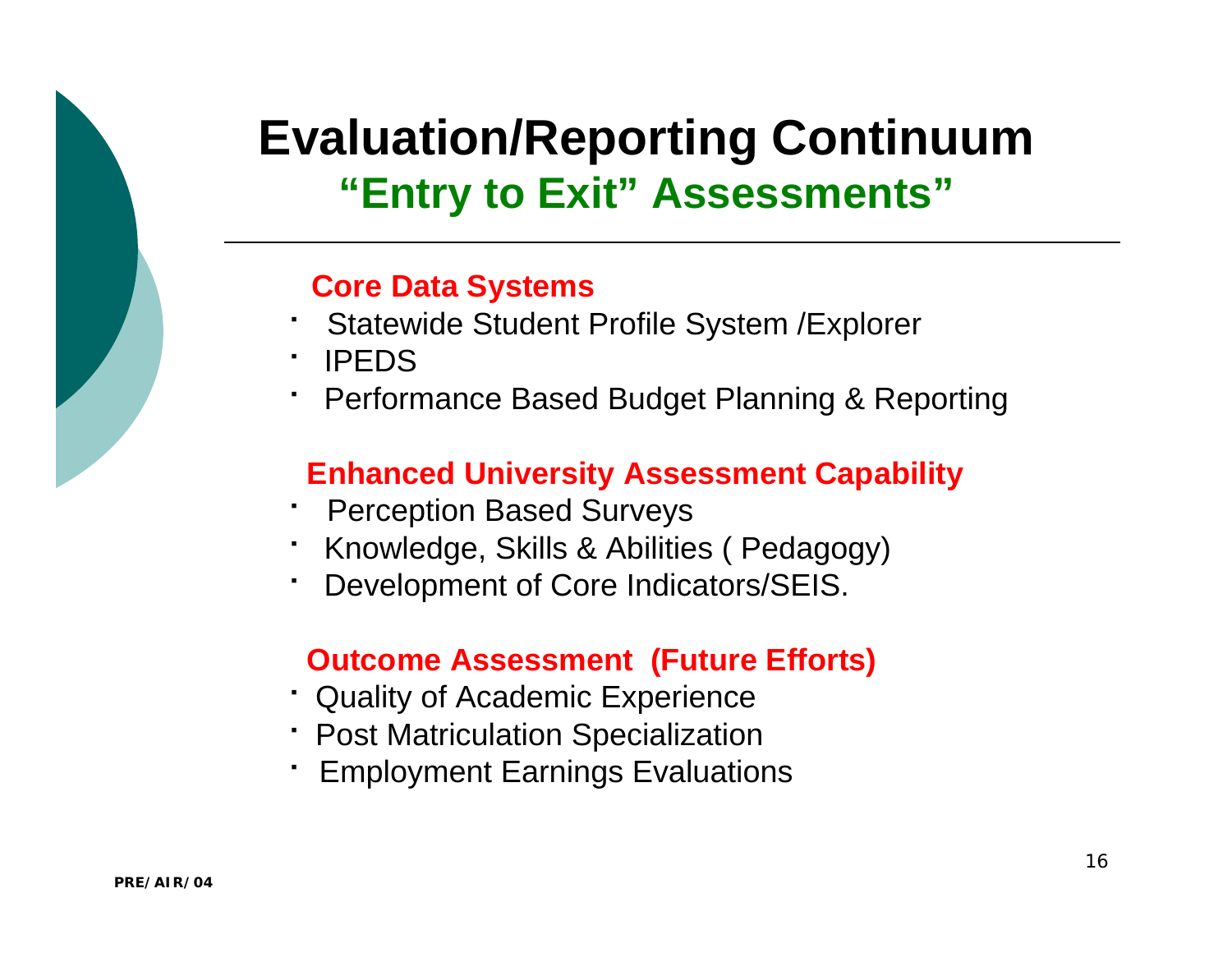# Evaluation/Reporting Continuum

## "Entry to Exit" Assessments"

---

### Core Data Systems

- Statewide Student Profile System /Explorer
- IPEDS
- Performance Based Budget Planning & Reporting

### Enhanced University Assessment Capability

- Perception Based Surveys
- Knowledge, Skills & Abilities ( Pedagogy)
- Development of Core Indicators/SEIS.

### Outcome Assessment (Future Efforts)

- Quality of Academic Experience
- Post Matriculation Specialization
- Employment Earnings Evaluations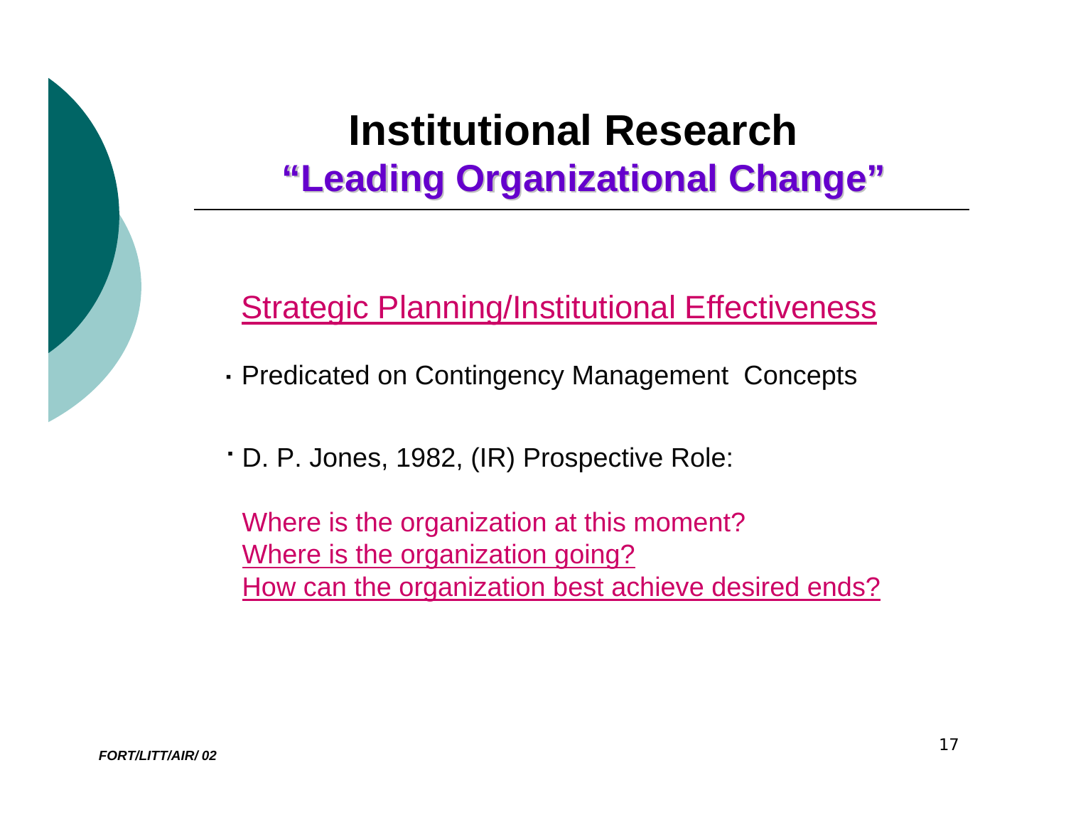# Institutional Research

## "Leading Organizational Change"

Strategic Planning/Institutional Effectiveness

- Predicated on Contingency Management Concepts
- D. P. Jones, 1982, (IR) Prospective Role:

  Where is the organization at this moment?
  Where is the organization going?
  How can the organization best achieve desired ends?

*FORT/LITT/AIR/ 02*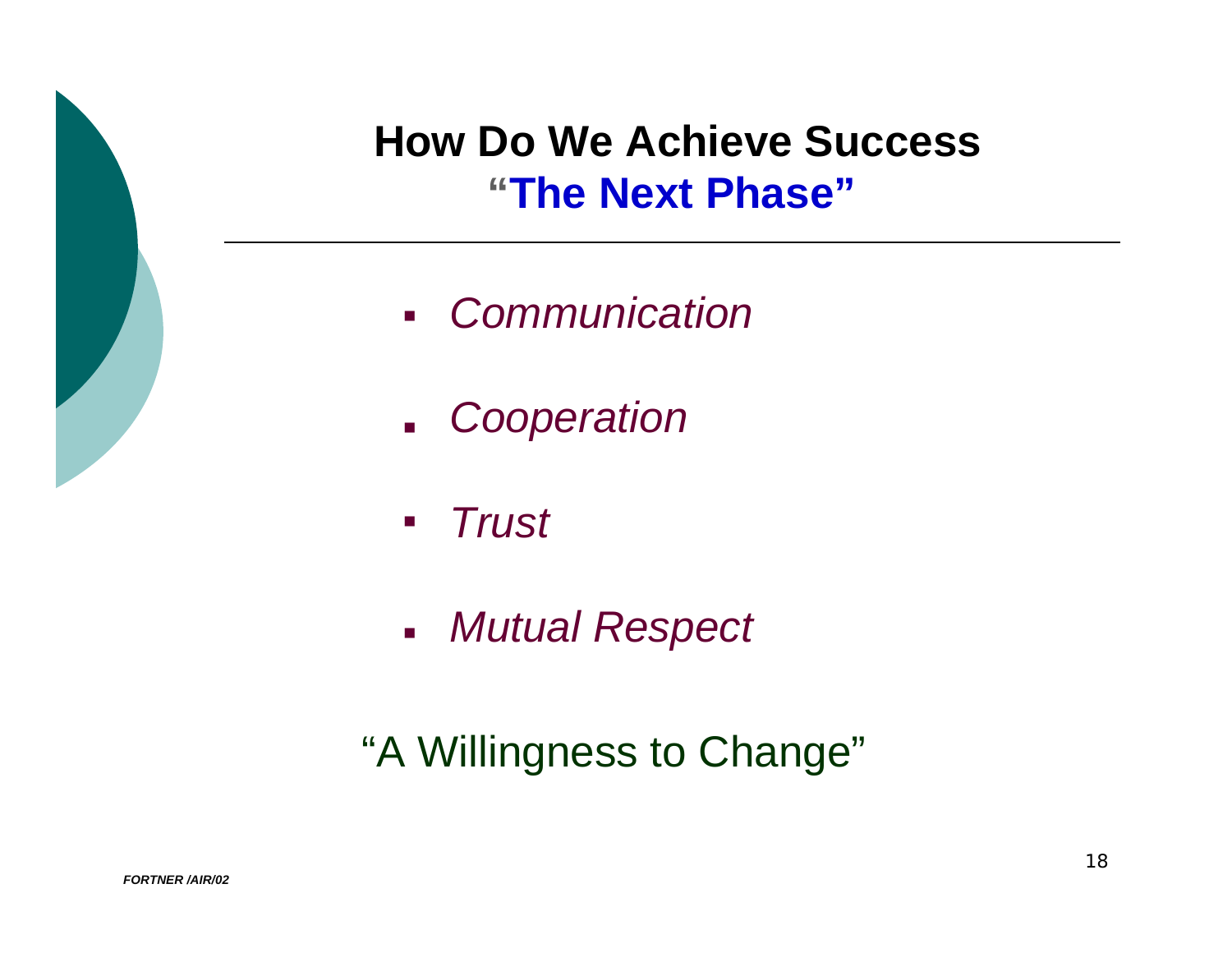# How Do We Achieve Success
## "The Next Phase"

- *Communication*
- *Cooperation*
- *Trust*
- *Mutual Respect*

"A Willingness to Change"